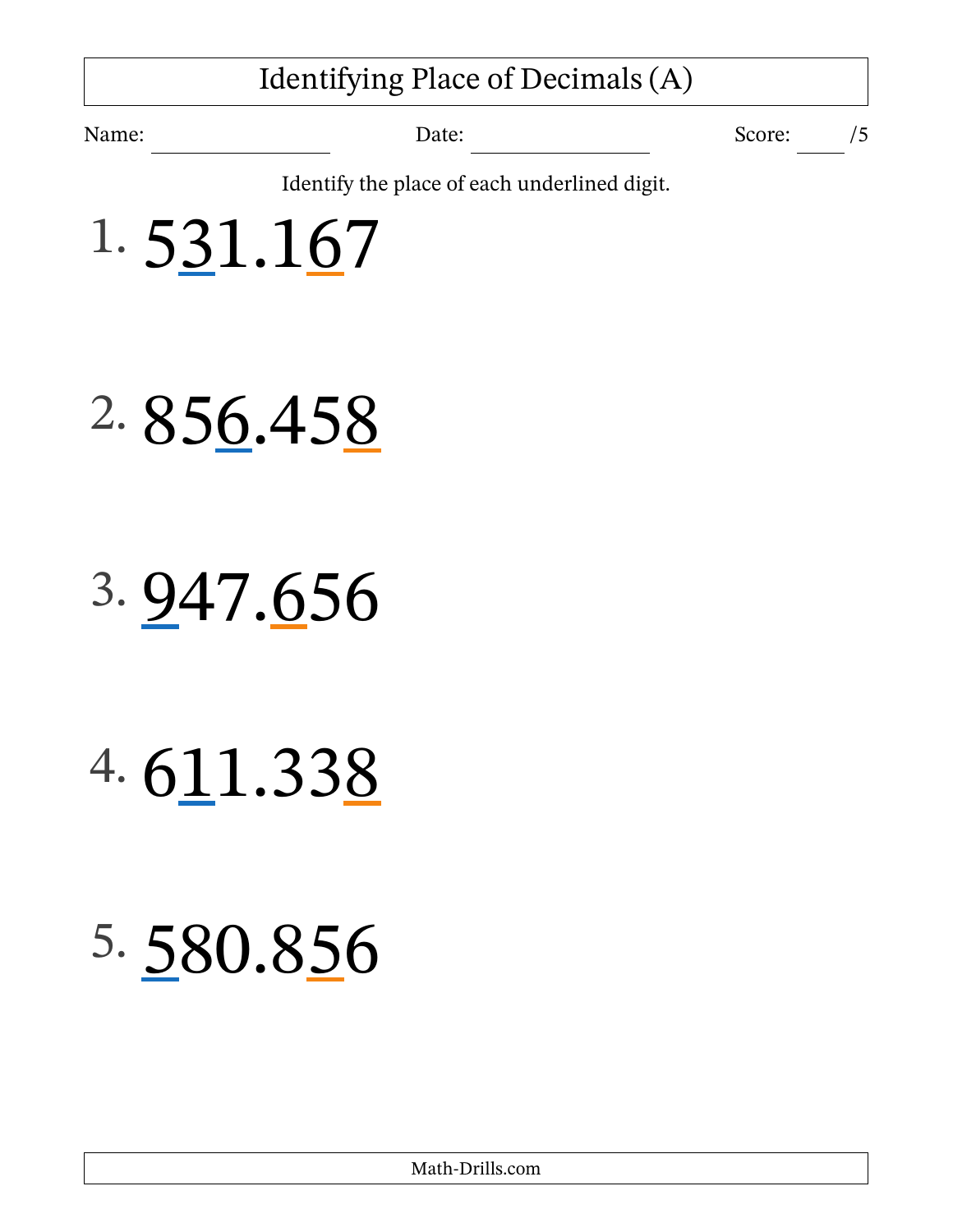# Identifying Place of Decimals (A)

Name: ______________ Date: ______________ Score: ____/5

Identify the place of each underlined digit.

1. $5\underline{3}1.1\underline{6}7$

2. $85\underline{6}.45\underline{8}$

3. $\underline{9}47.\underline{6}56$

4. $6\underline{1}1.33\underline{8}$

5. $\underline{5}80.8\underline{5}6$

Math-Drills.com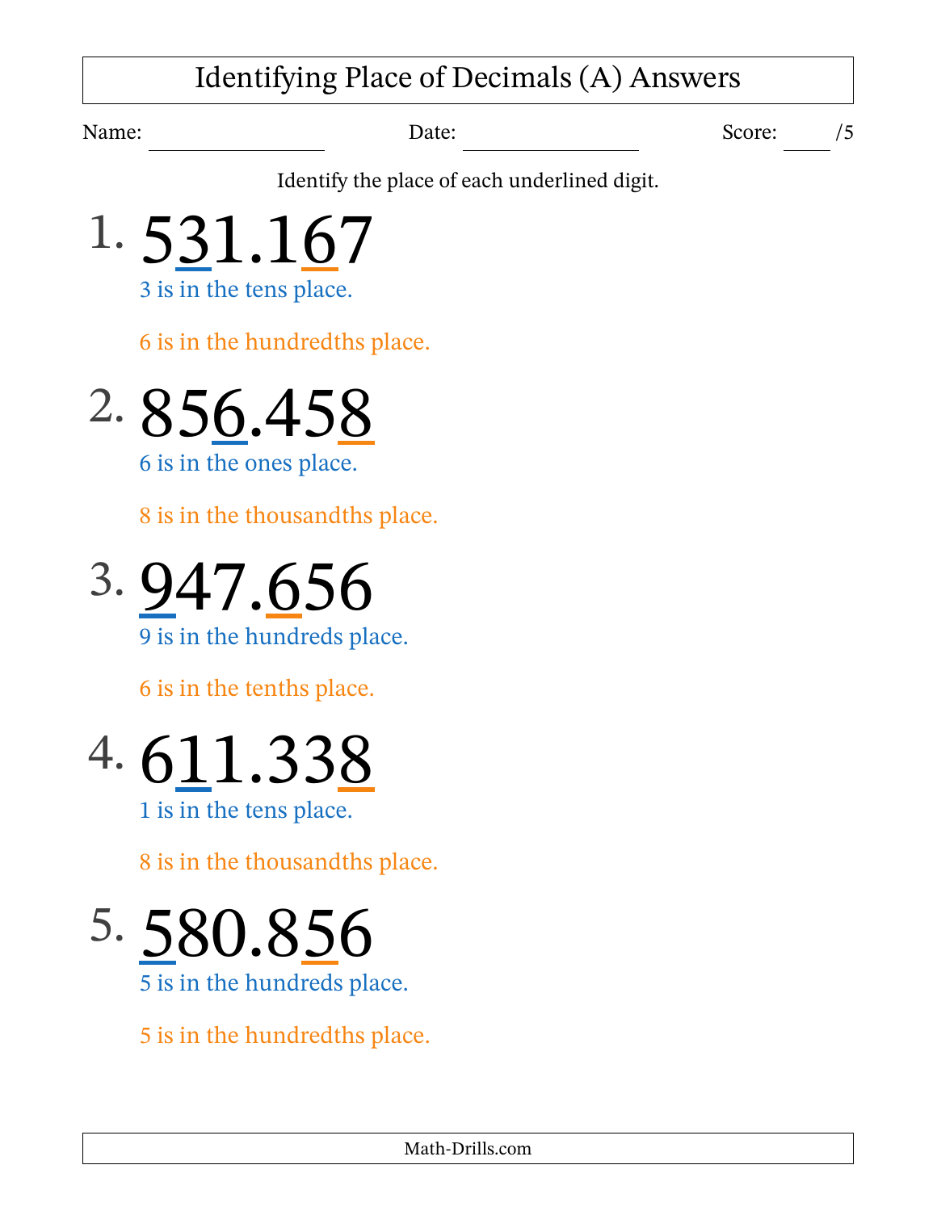# Identifying Place of Decimals (A) Answers

Name: ______________ Date: ______________ Score: ____ /5

Identify the place of each underlined digit.

1. 5<u>3</u>1.1<u>6</u>7

   3 is in the tens place.

   6 is in the hundredths place.

2. 85<u>6</u>.45<u>8</u>

   6 is in the ones place.

   8 is in the thousandths place.

3. <u>9</u>47.<u>6</u>56

   9 is in the hundreds place.

   6 is in the tenths place.

4. 6<u>1</u>1.33<u>8</u>

   1 is in the tens place.

   8 is in the thousandths place.

5. <u>5</u>80.8<u>5</u>6

   5 is in the hundreds place.

   5 is in the hundredths place.

Math-Drills.com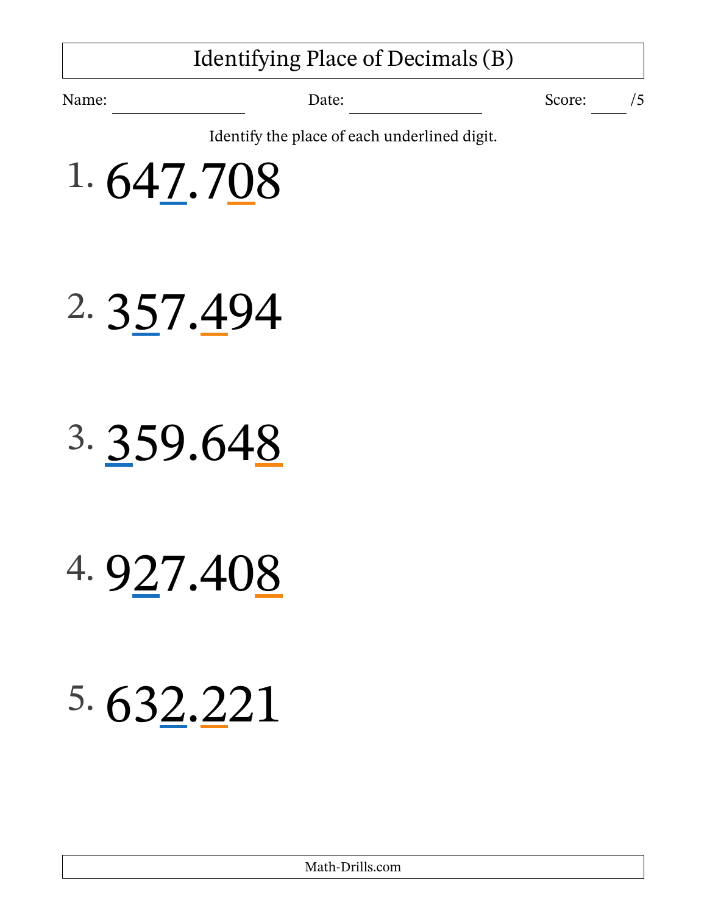# Identifying Place of Decimals (B)

Name: \_\_\_\_\_\_\_\_\_\_\_\_\_\_\_ Date: \_\_\_\_\_\_\_\_\_\_\_\_\_\_\_ Score: \_\_\_\_ /5

Identify the place of each underlined digit.

1. 64<u>7</u>.7<u>0</u>8

2. 3<u>5</u>7.<u>4</u>94

3. <u>3</u>59.64<u>8</u>

4. 9<u>2</u>7.40<u>8</u>

5. 63<u>2</u>.<u>2</u>21

Math-Drills.com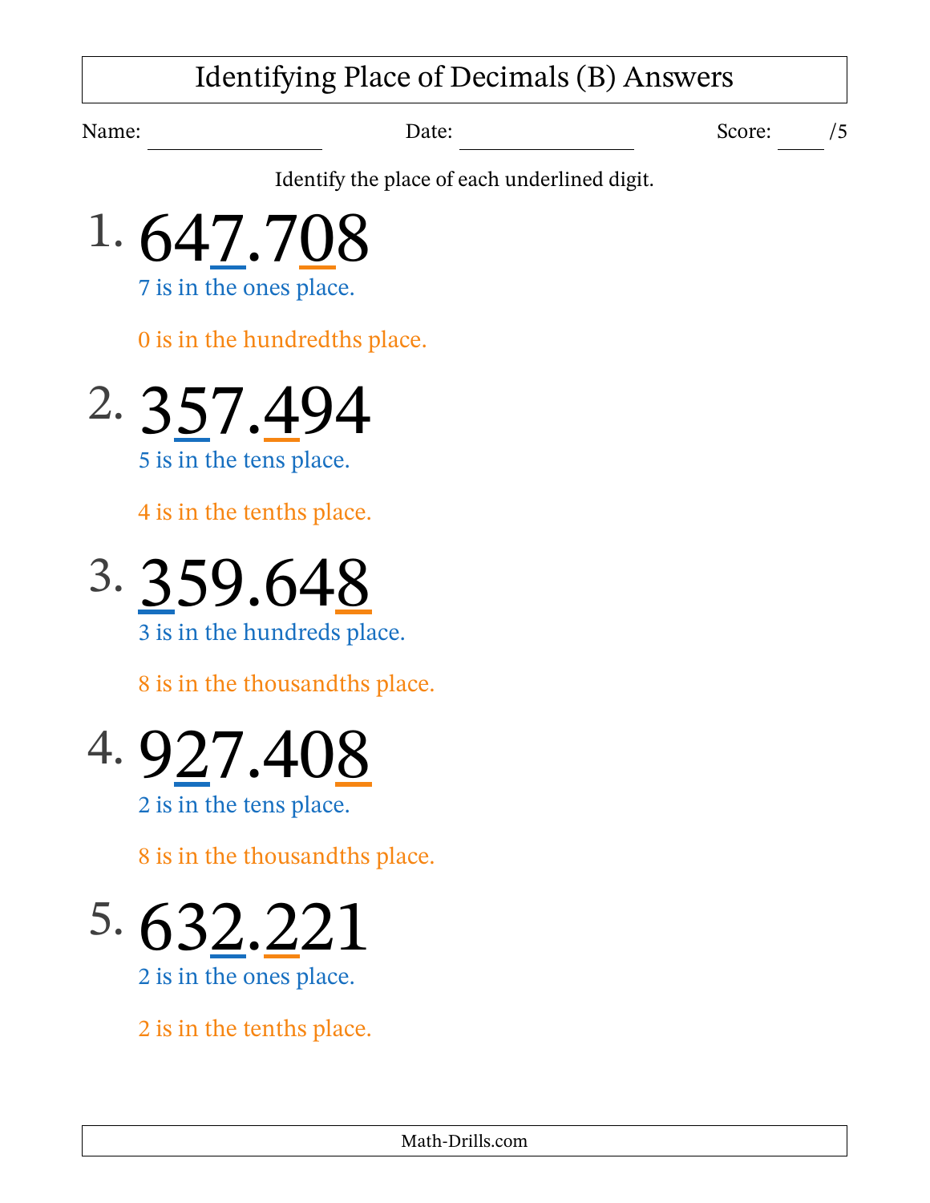# Identifying Place of Decimals (B) Answers

Name: ________________ Date: ________________ Score: ____ /5

Identify the place of each underlined digit.

1. 647.708

   7 is in the ones place.

   0 is in the hundredths place.

2. 357.494

   5 is in the tens place.

   4 is in the tenths place.

3. 359.648

   3 is in the hundreds place.

   8 is in the thousandths place.

4. 927.408

   2 is in the tens place.

   8 is in the thousandths place.

5. 632.221

   2 is in the ones place.

   2 is in the tenths place.

Math-Drills.com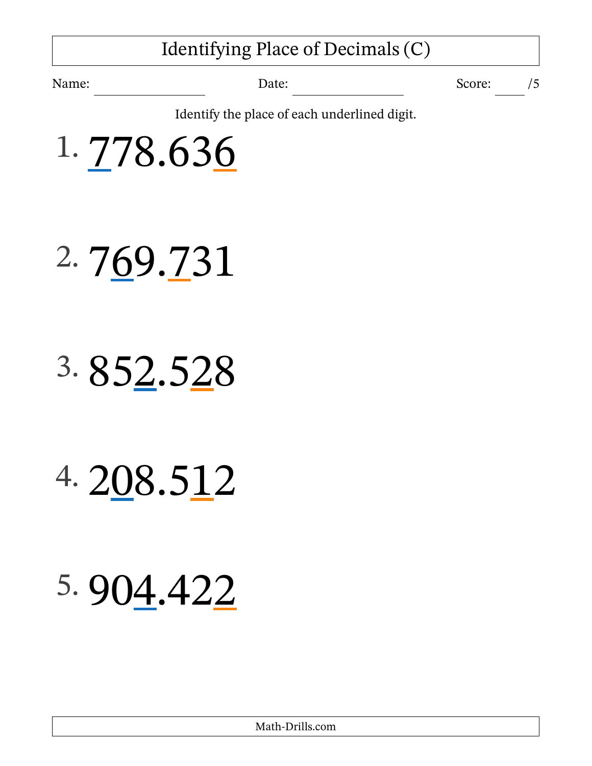# Identifying Place of Decimals (C)

Name: ______________ Date: ______________ Score: ____ /5

Identify the place of each underlined digit.

1. <u>7</u>78.63<u>6</u>

2. 7<u>6</u>9.<u>7</u>31

3. 85<u>2</u>.5<u>2</u>8

4. 2<u>0</u>8.5<u>1</u>2

5. 90<u>4</u>.42<u>2</u>

Math-Drills.com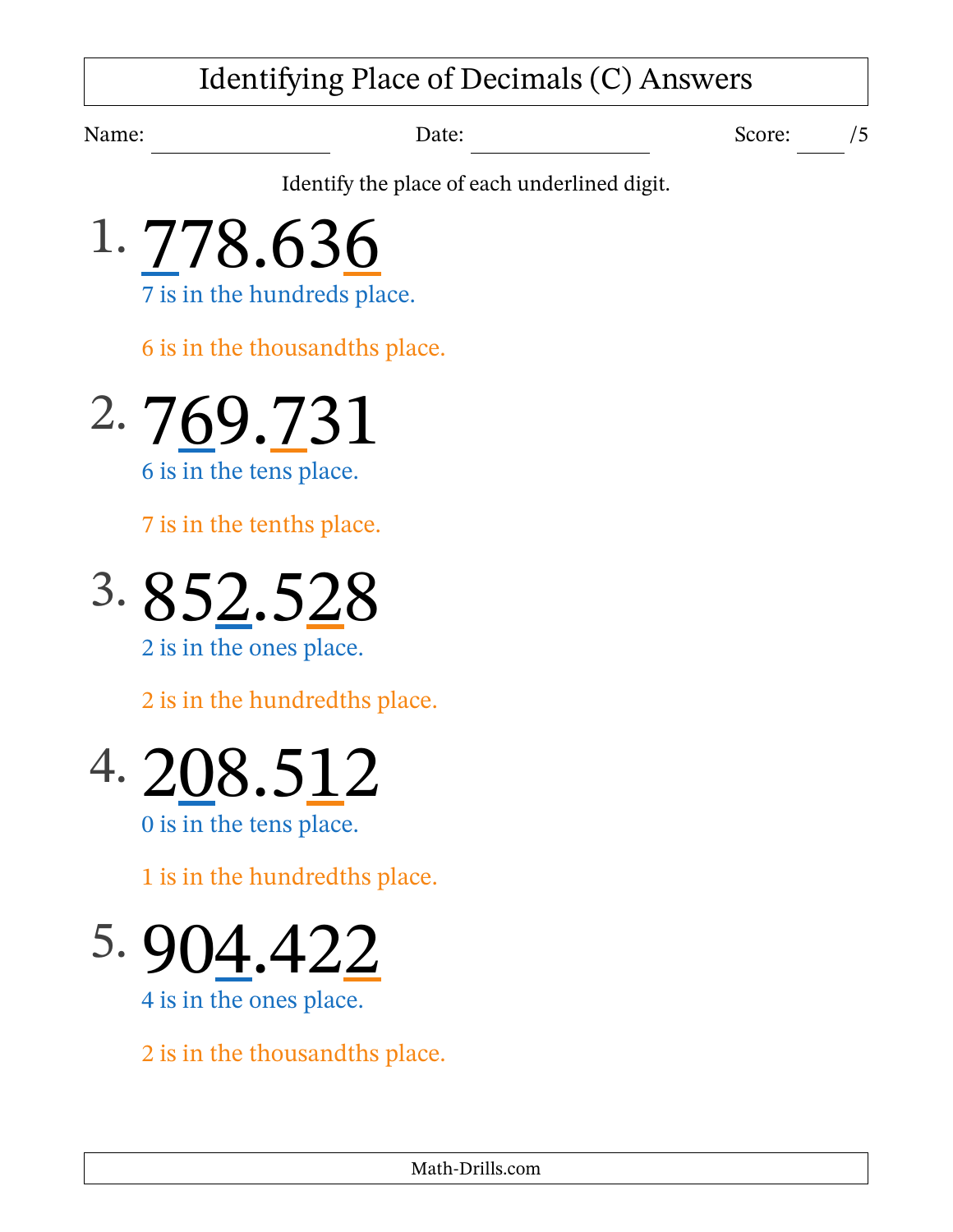# Identifying Place of Decimals (C) Answers

Name: ____________ Date: ____________ Score: ____ /5

Identify the place of each underlined digit.

1. 778.636

7 is in the hundreds place.

6 is in the thousandths place.

2. 769.731

6 is in the tens place.

7 is in the tenths place.

3. 852.528

2 is in the ones place.

2 is in the hundredths place.

4. 208.512

0 is in the tens place.

1 is in the hundredths place.

5. 904.422

4 is in the ones place.

2 is in the thousandths place.

Math-Drills.com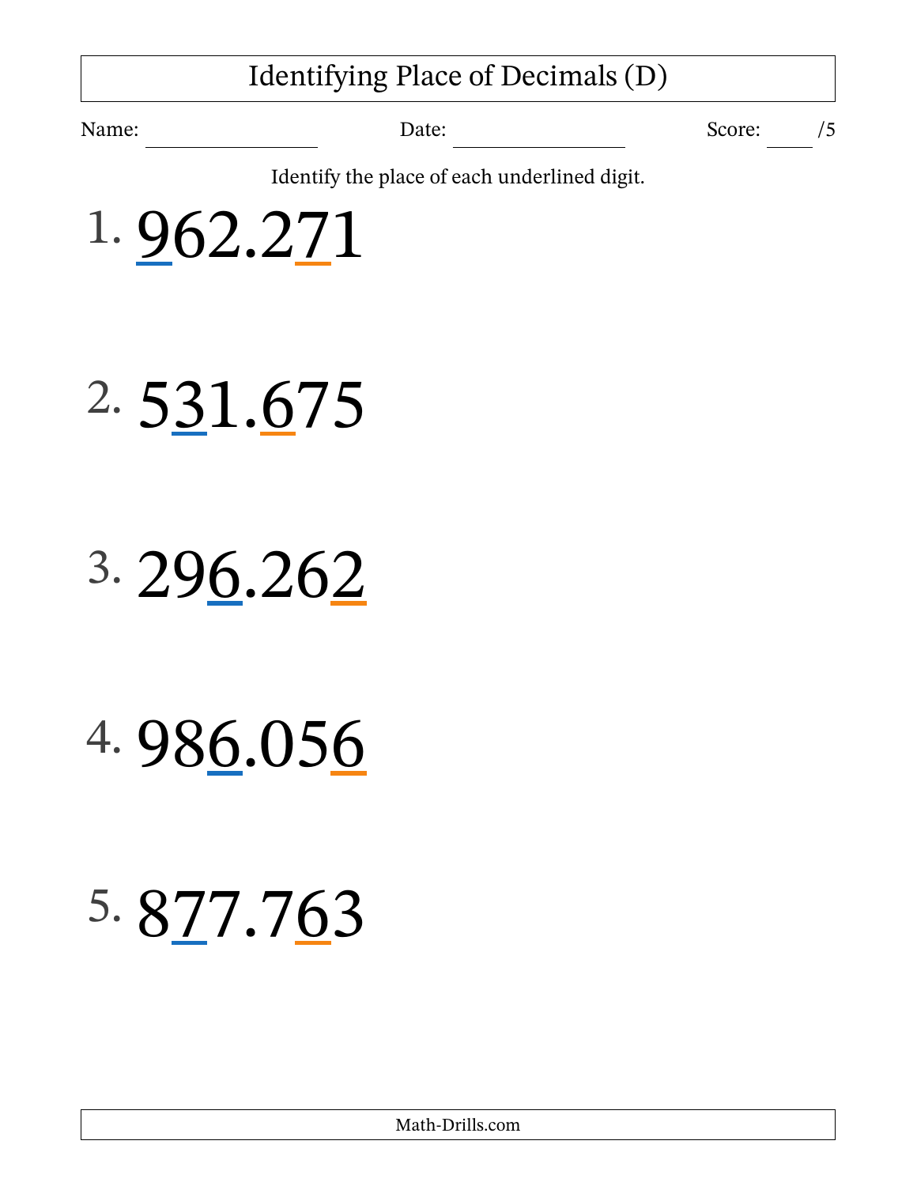# Identifying Place of Decimals (D)

Name: ________________ Date: ________________ Score: ____ /5

Identify the place of each underlined digit.

1. 962.271

2. 531.675

3. 296.262

4. 986.056

5. 877.763

Math-Drills.com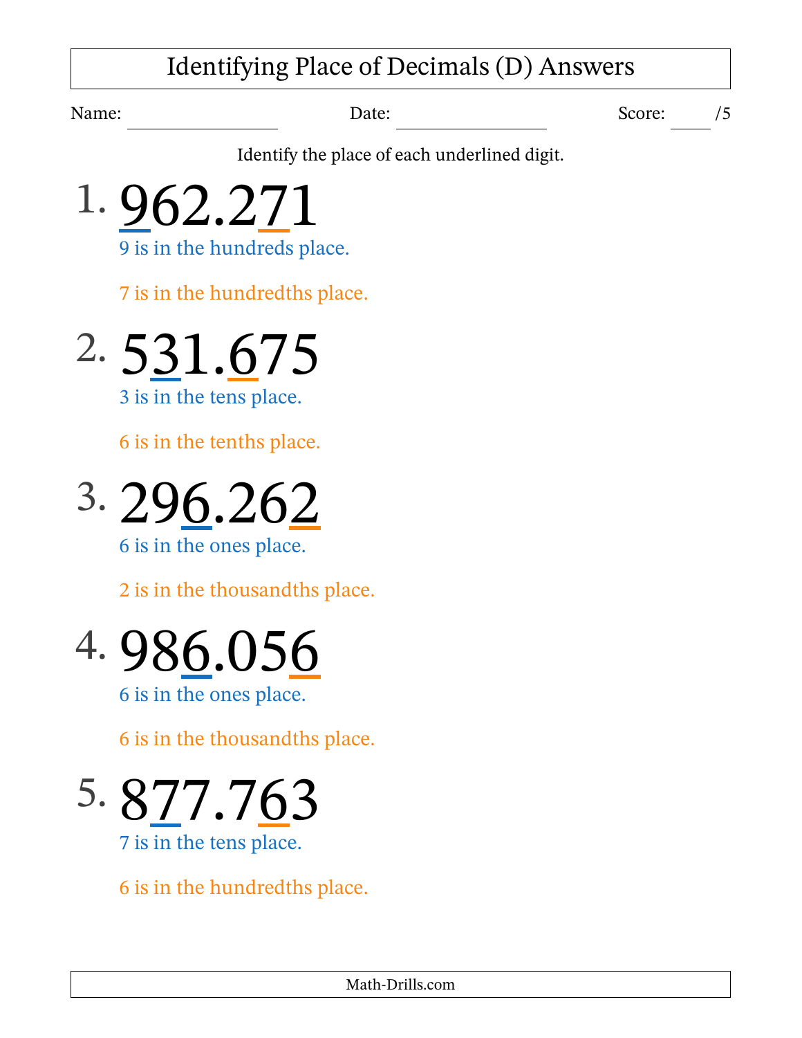# Identifying Place of Decimals (D) Answers

Name: ________________ Date: ________________ Score: ____ /5

Identify the place of each underlined digit.

1. 962.271

9 is in the hundreds place.

7 is in the hundredths place.

2. 531.675

3 is in the tens place.

6 is in the tenths place.

3. 296.262

6 is in the ones place.

2 is in the thousandths place.

4. 986.056

6 is in the ones place.

6 is in the thousandths place.

5. 877.763

7 is in the tens place.

6 is in the hundredths place.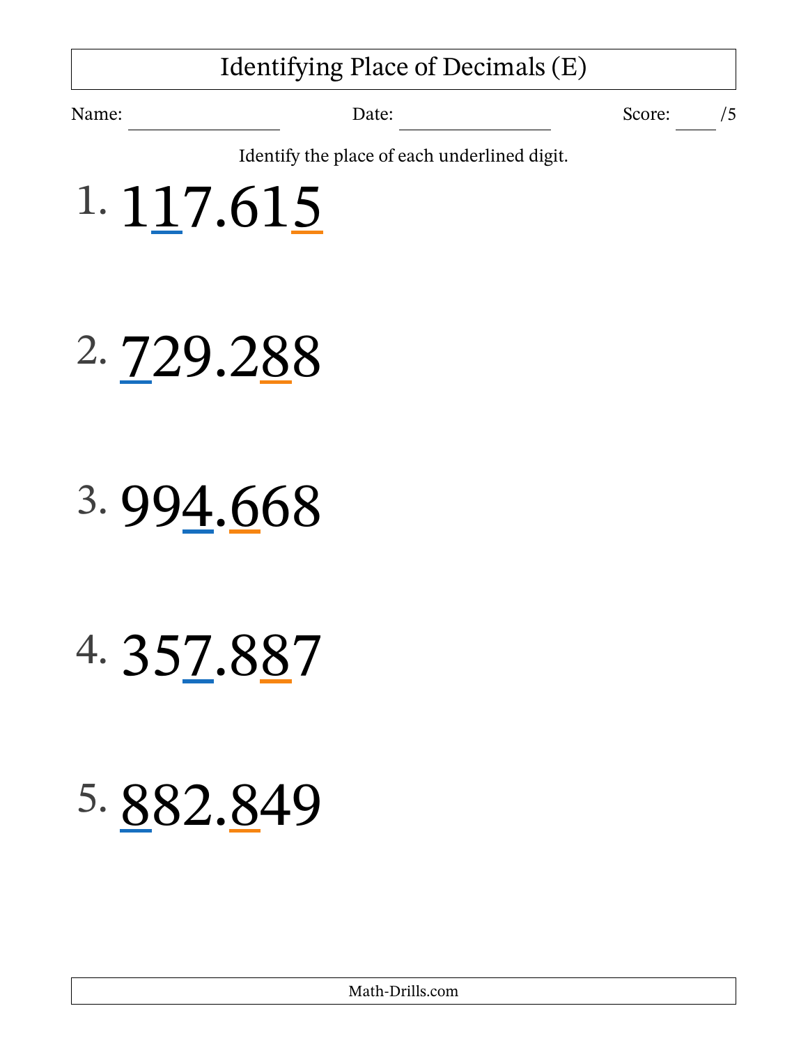# Identifying Place of Decimals (E)

Name: ________________ Date: ________________ Score: ____ /5

Identify the place of each underlined digit.

1. 117.615

2. 729.288

3. 994.668

4. 357.887

5. 882.849

Math-Drills.com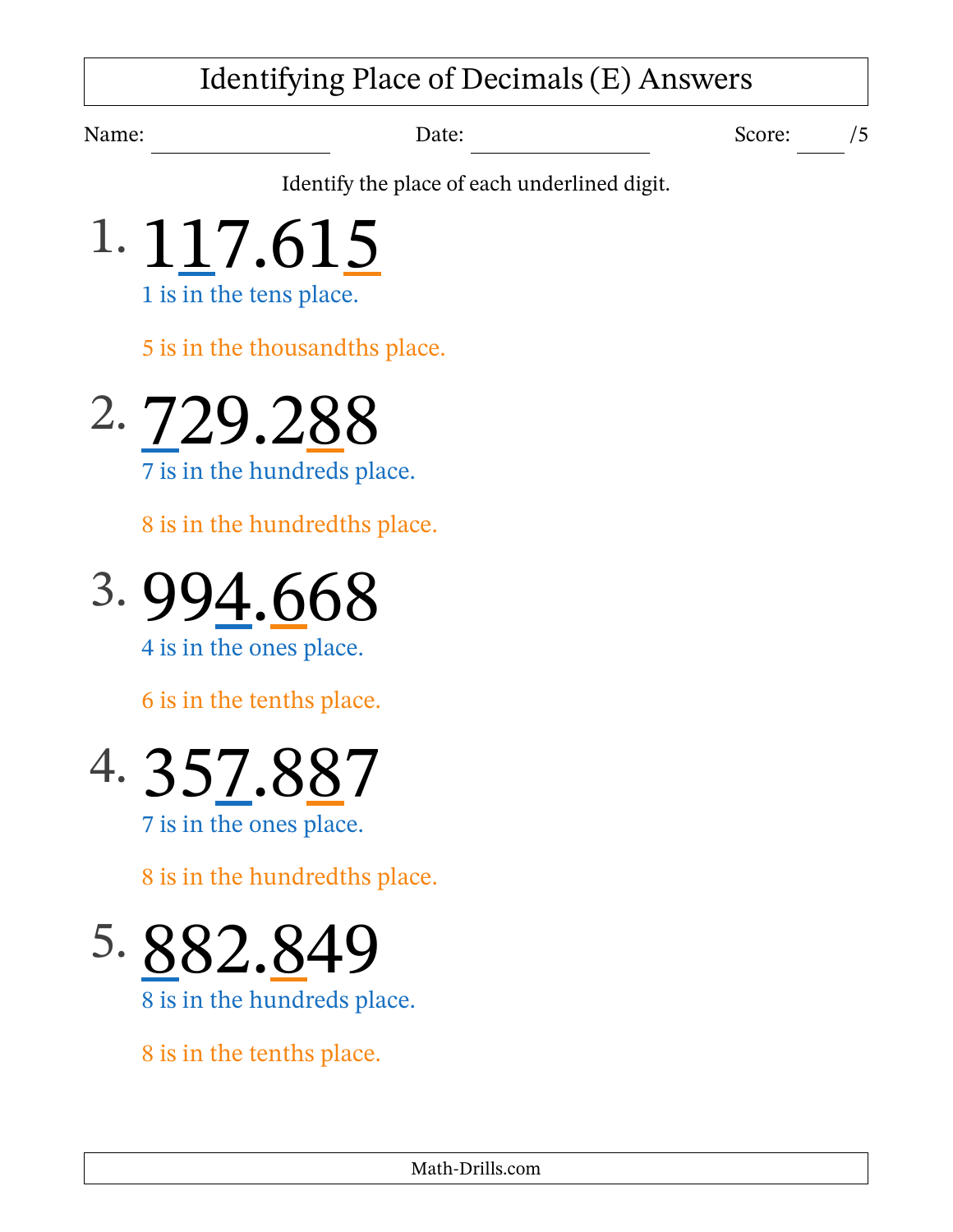# Identifying Place of Decimals (E) Answers

Name: ______________ Date: ______________ Score: ____ /5

Identify the place of each underlined digit.

1. 117.615

1 is in the tens place.

5 is in the thousandths place.

2. 729.288

7 is in the hundreds place.

8 is in the hundredths place.

3. 994.668

4 is in the ones place.

6 is in the tenths place.

4. 357.887

7 is in the ones place.

8 is in the hundredths place.

5. 882.849

8 is in the hundreds place.

8 is in the tenths place.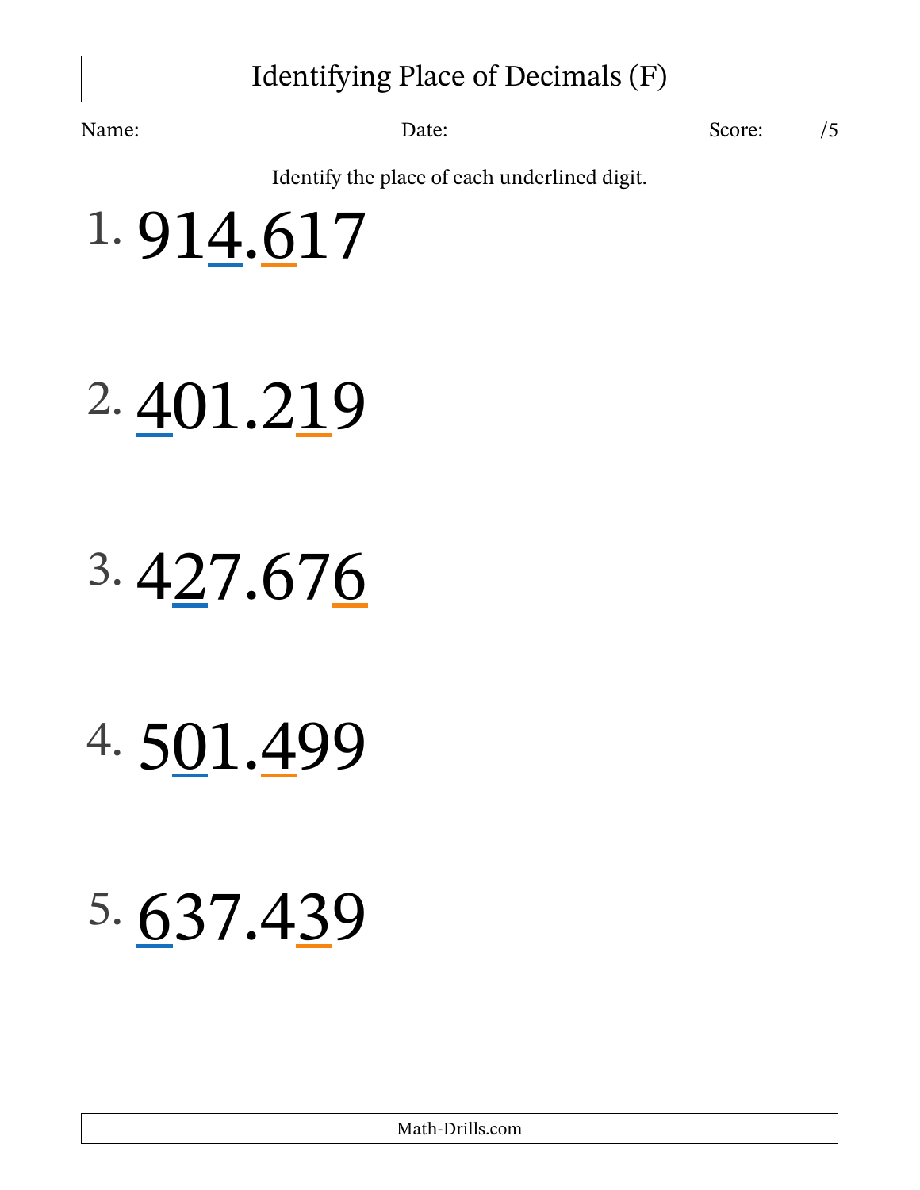# Identifying Place of Decimals (F)

Name: ____________ Date: ____________ Score: ____ /5

Identify the place of each underlined digit.

1. 914.617

2. 401.219

3. 427.676

4. 501.499

5. 637.439

Math-Drills.com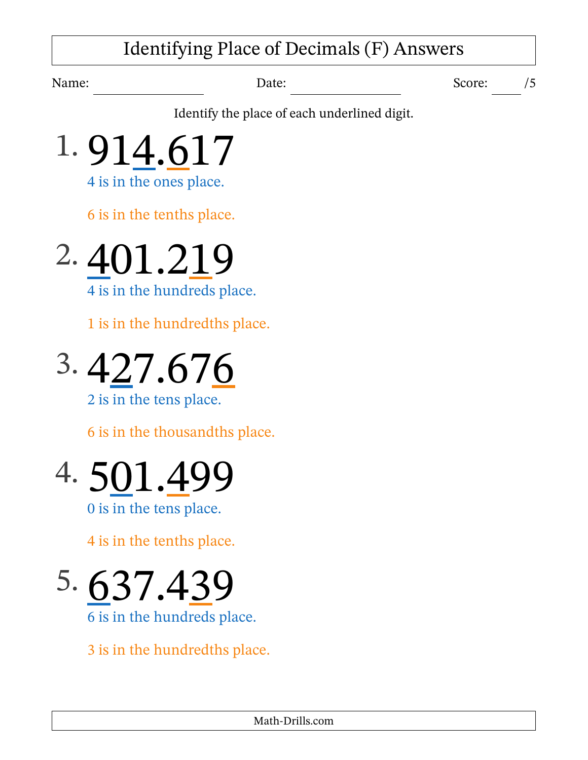# Identifying Place of Decimals (F) Answers

Name: ________________ Date: ________________ Score: ____ /5

Identify the place of each underlined digit.

1. 914.617

   4 is in the ones place.

   6 is in the tenths place.

2. 401.219

   4 is in the hundreds place.

   1 is in the hundredths place.

3. 427.676

   2 is in the tens place.

   6 is in the thousandths place.

4. 501.499

   0 is in the tens place.

   4 is in the tenths place.

5. 637.439

   6 is in the hundreds place.

   3 is in the hundredths place.

Math-Drills.com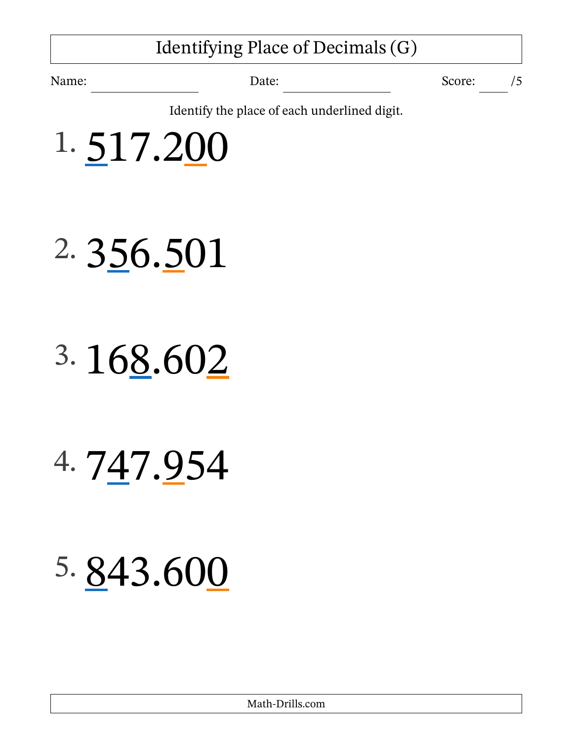# Identifying Place of Decimals (G)

Name: ________________ Date: ________________ Score: ____ /5

Identify the place of each underlined digit.

1. 517.200

2. 356.501

3. 168.602

4. 747.954

5. 843.600

Math-Drills.com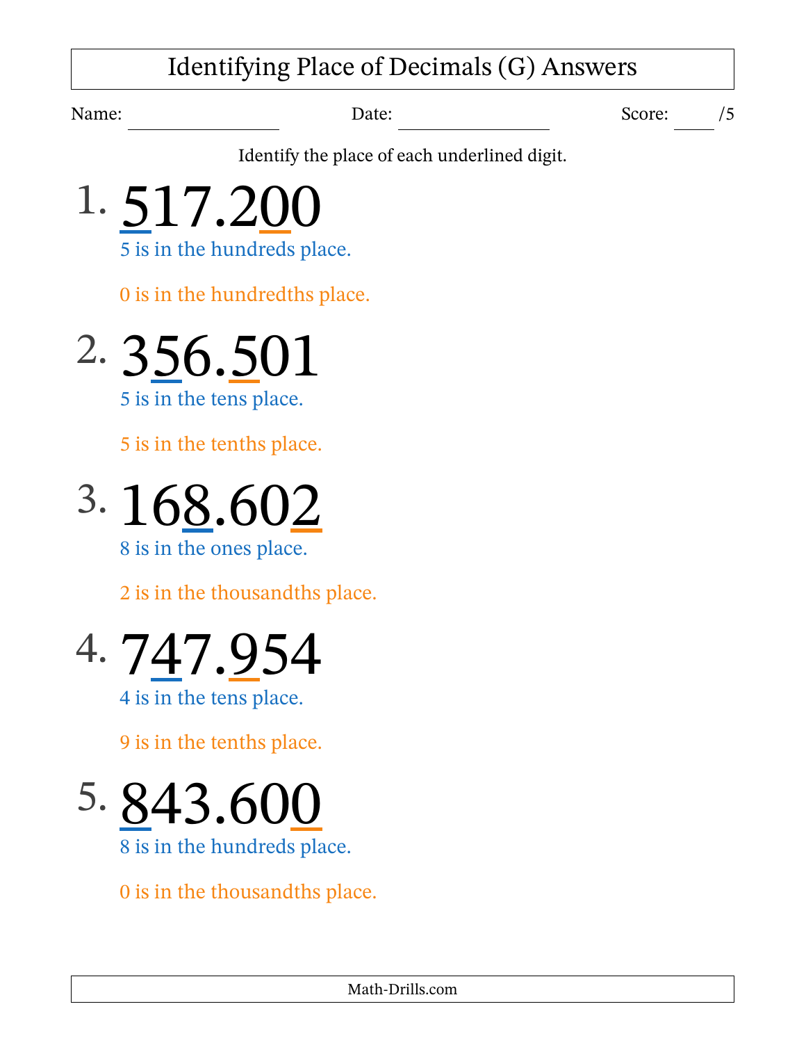# Identifying Place of Decimals (G) Answers

Name: ______________ Date: ______________ Score: ____ /5

Identify the place of each underlined digit.

1. 517.200

   5 is in the hundreds place.

   0 is in the hundredths place.

2. 356.501

   5 is in the tens place.

   5 is in the tenths place.

3. 168.602

   8 is in the ones place.

   2 is in the thousandths place.

4. 747.954

   4 is in the tens place.

   9 is in the tenths place.

5. 843.600

   8 is in the hundreds place.

   0 is in the thousandths place.

Math-Drills.com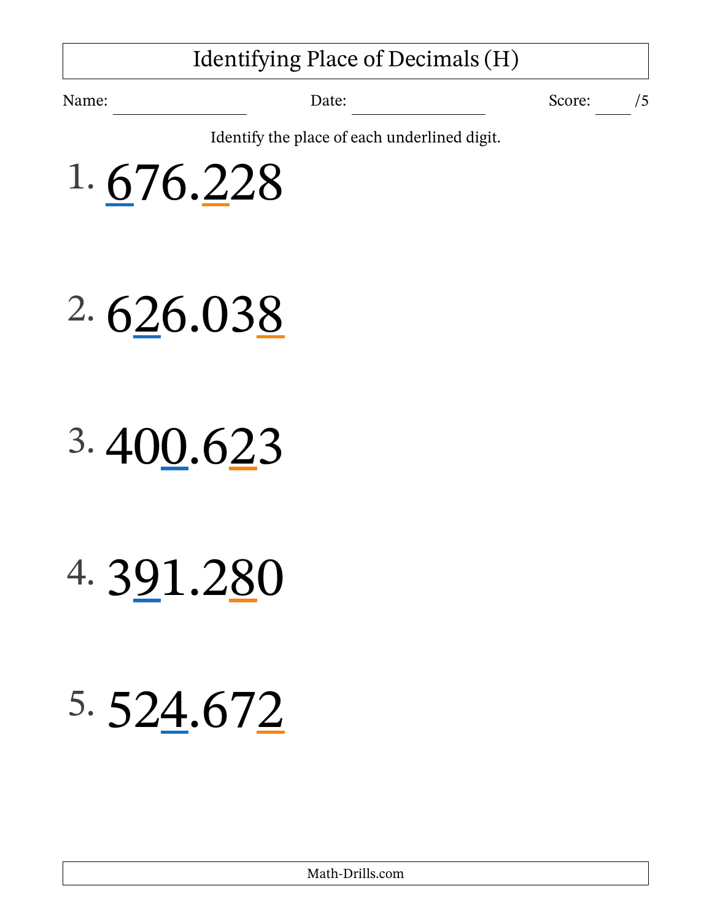# Identifying Place of Decimals (H)

Name: ____________________ Date: ____________________ Score: ____ /5

Identify the place of each underlined digit.

1. 676.228

2. 626.038

3. 400.623

4. 391.280

5. 524.672

Math-Drills.com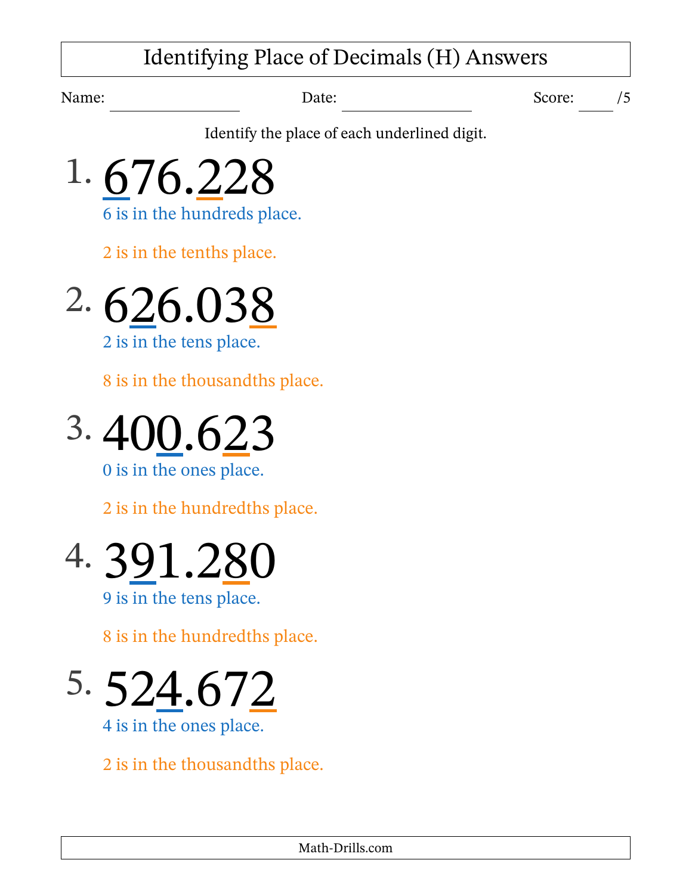# Identifying Place of Decimals (H) Answers

Name: ________________ Date: ________________ Score: ____ /5

Identify the place of each underlined digit.

1. <u>6</u>76.<u>2</u>28

   6 is in the hundreds place.

   2 is in the tenths place.

2. 6<u>2</u>6.03<u>8</u>

   2 is in the tens place.

   8 is in the thousandths place.

3. 40<u>0</u>.6<u>2</u>3

   0 is in the ones place.

   2 is in the hundredths place.

4. 3<u>9</u>1.2<u>8</u>0

   9 is in the tens place.

   8 is in the hundredths place.

5. 52<u>4</u>.67<u>2</u>

   4 is in the ones place.

   2 is in the thousandths place.

Math-Drills.com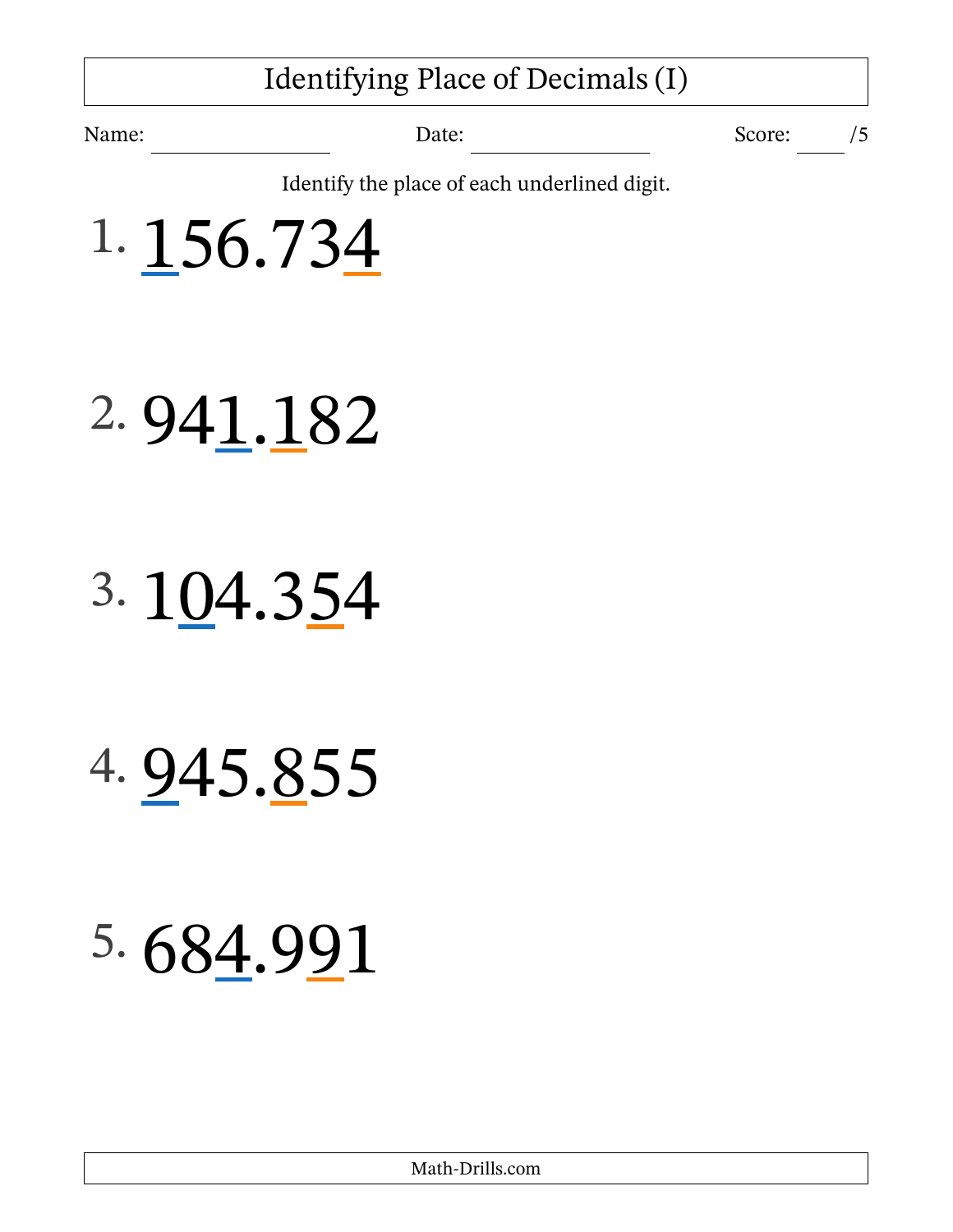# Identifying Place of Decimals (I)

Name: ____________ Date: ____________ Score: ____ /5

Identify the place of each underlined digit.

1. 156.734

2. 941.182

3. 104.354

4. 945.855

5. 684.991

Math-Drills.com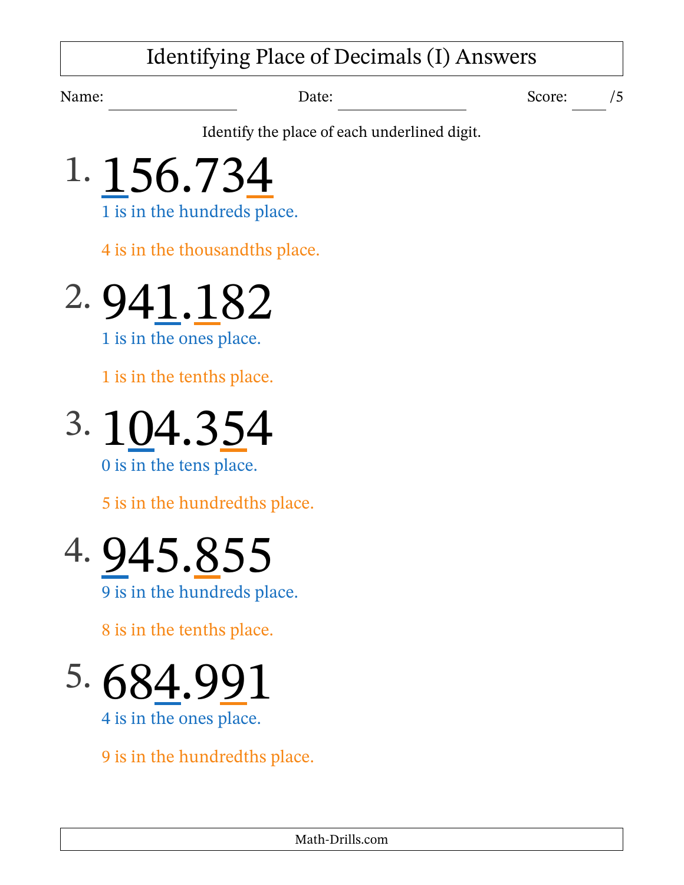# Identifying Place of Decimals (I) Answers

Name: ________________ Date: ________________ Score: ____ /5

Identify the place of each underlined digit.

1. 156.734

1 is in the hundreds place.

4 is in the thousandths place.

2. 941.182

1 is in the ones place.

1 is in the tenths place.

3. 104.354

0 is in the tens place.

5 is in the hundredths place.

4. 945.855

9 is in the hundreds place.

8 is in the tenths place.

5. 684.991

4 is in the ones place.

9 is in the hundredths place.

Math-Drills.com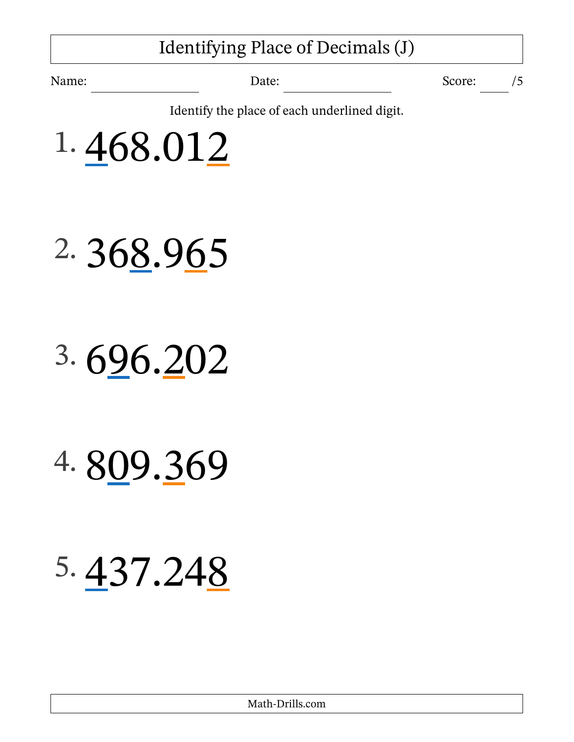# Identifying Place of Decimals (J)

Name: ________________ Date: ________________ Score: ____ /5

Identify the place of each underlined digit.

1. 468.012

2. 368.965

3. 696.202

4. 809.369

5. 437.248

Math-Drills.com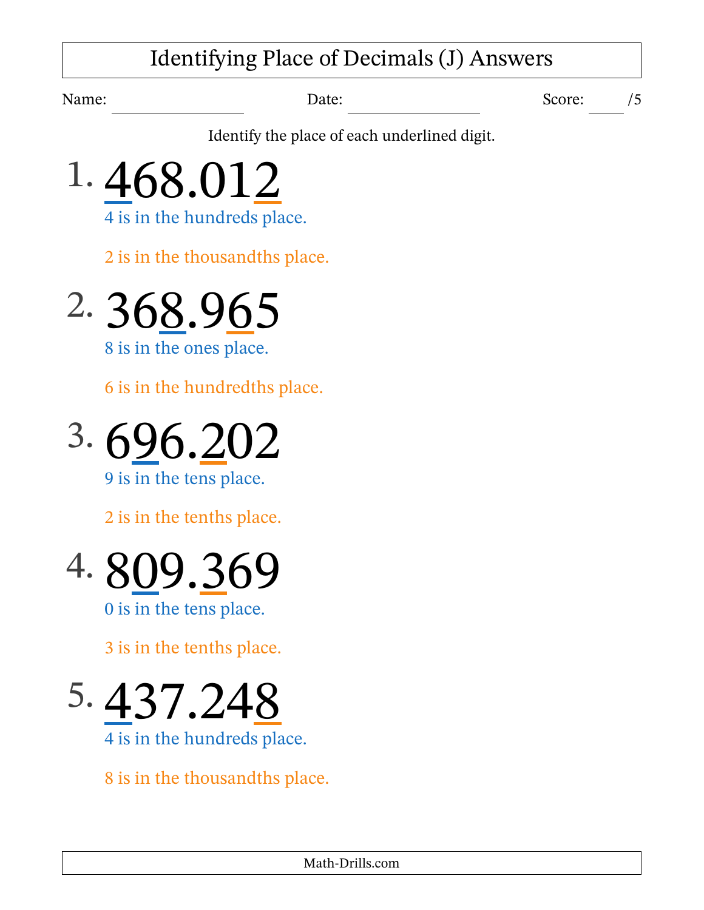# Identifying Place of Decimals (J) Answers

Name: ____________ Date: ____________ Score: ____ /5

Identify the place of each underlined digit.

1. 468.012

4 is in the hundreds place.

2 is in the thousandths place.

2. 368.965

8 is in the ones place.

6 is in the hundredths place.

3. 696.202

9 is in the tens place.

2 is in the tenths place.

4. 809.369

0 is in the tens place.

3 is in the tenths place.

5. 437.248

4 is in the hundreds place.

8 is in the thousandths place.

Math-Drills.com